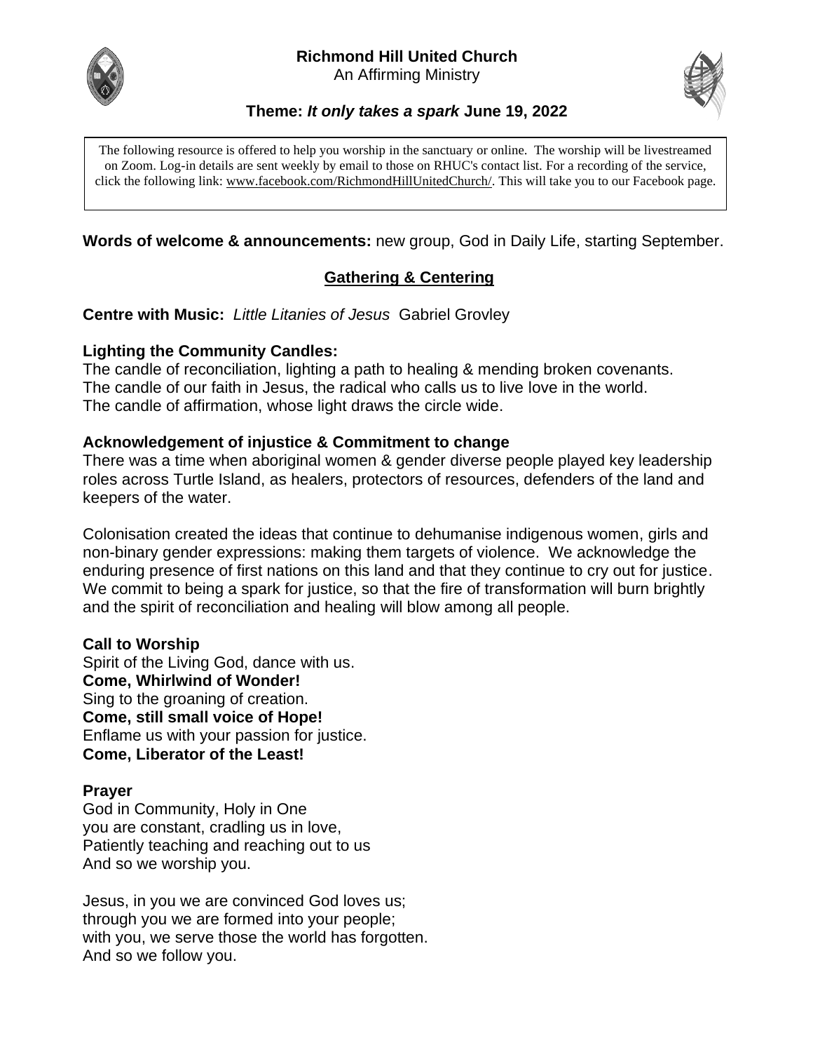# Richmond Hill United Church

An Affirming Ministry

## Theme: *It only takes a spark* June 19, 2022

The following resource is offered to help you worship in the sanctuary or online. The worship will be livestreamed on Zoom. Log-in details are sent weekly by email to those on RHUC's contact list. For a recording of the service, click the following link: www.facebook.com/RichmondHillUnitedChurch/. This will take you to our Facebook page.

**Words of welcome & announcements:** new group, God in Daily Life, starting September.

## Gathering & Centering

**Centre with Music:** *Little Litanies of Jesus* Gabriel Grovley

**Lighting the Community Candles:**
The candle of reconciliation, lighting a path to healing & mending broken covenants.
The candle of our faith in Jesus, the radical who calls us to live love in the world.
The candle of affirmation, whose light draws the circle wide.

**Acknowledgement of injustice & Commitment to change**

There was a time when aboriginal women & gender diverse people played key leadership roles across Turtle Island, as healers, protectors of resources, defenders of the land and keepers of the water.

Colonisation created the ideas that continue to dehumanise indigenous women, girls and non-binary gender expressions: making them targets of violence. We acknowledge the enduring presence of first nations on this land and that they continue to cry out for justice. We commit to being a spark for justice, so that the fire of transformation will burn brightly and the spirit of reconciliation and healing will blow among all people.

**Call to Worship**

Spirit of the Living God, dance with us.
**Come, Whirlwind of Wonder!**
Sing to the groaning of creation.
**Come, still small voice of Hope!**
Enflame us with your passion for justice.
**Come, Liberator of the Least!**

**Prayer**

God in Community, Holy in One
you are constant, cradling us in love,
Patiently teaching and reaching out to us
And so we worship you.

Jesus, in you we are convinced God loves us;
through you we are formed into your people;
with you, we serve those the world has forgotten.
And so we follow you.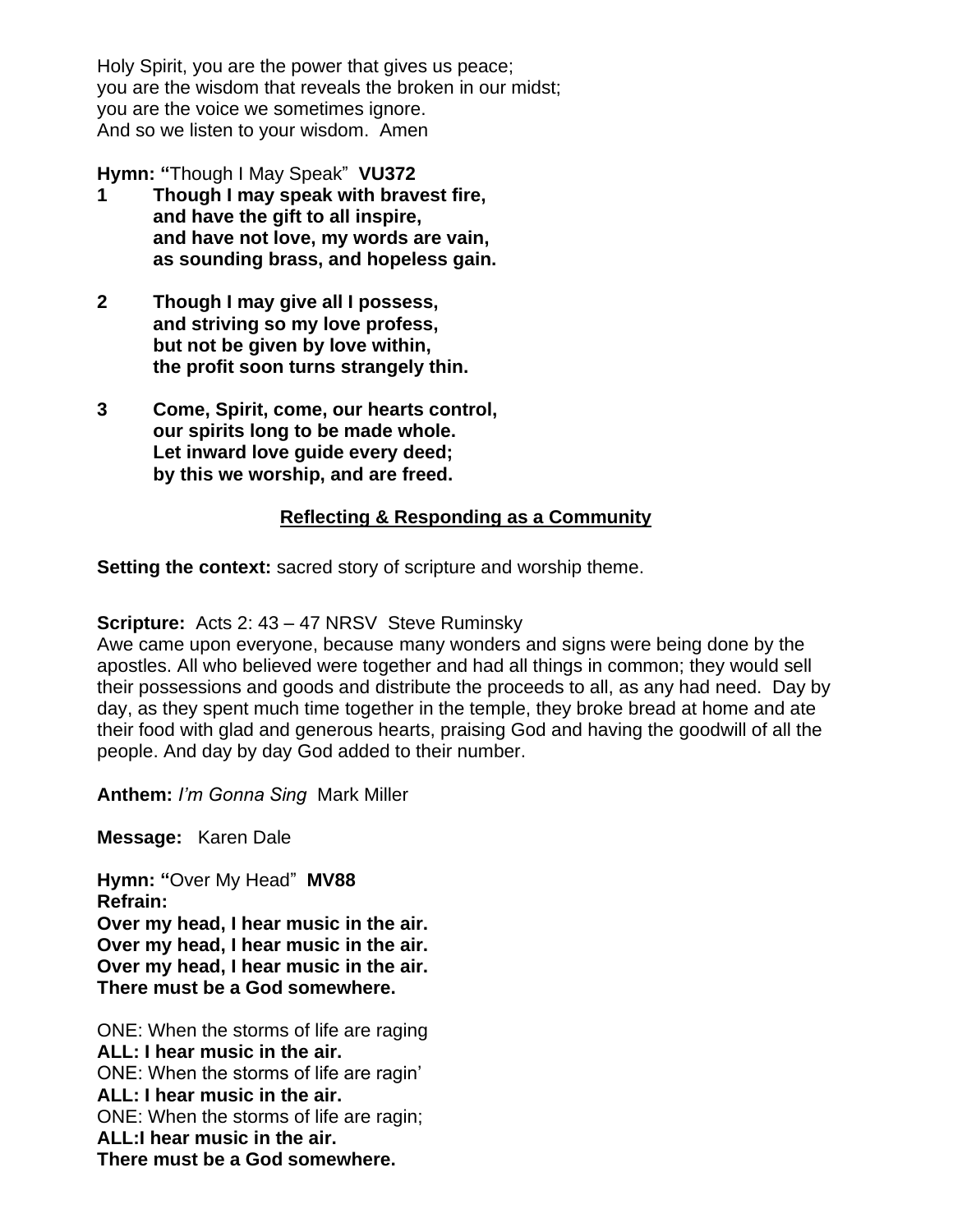Holy Spirit, you are the power that gives us peace;
you are the wisdom that reveals the broken in our midst;
you are the voice we sometimes ignore.
And so we listen to your wisdom.  Amen

**Hymn: "**Though I May Speak"  **VU372**

**1** **Though I may speak with bravest fire,**
**and have the gift to all inspire,**
**and have not love, my words are vain,**
**as sounding brass, and hopeless gain.**

**2** **Though I may give all I possess,**
**and striving so my love profess,**
**but not be given by love within,**
**the profit soon turns strangely thin.**

**3** **Come, Spirit, come, our hearts control,**
**our spirits long to be made whole.**
**Let inward love guide every deed;**
**by this we worship, and are freed.**

## Reflecting & Responding as a Community

**Setting the context:** sacred story of scripture and worship theme.

**Scripture:**  Acts 2: 43 – 47 NRSV  Steve Ruminsky
Awe came upon everyone, because many wonders and signs were being done by the apostles. All who believed were together and had all things in common; they would sell their possessions and goods and distribute the proceeds to all, as any had need.  Day by day, as they spent much time together in the temple, they broke bread at home and ate their food with glad and generous hearts, praising God and having the goodwill of all the people. And day by day God added to their number.

**Anthem:** *I'm Gonna Sing*  Mark Miller

**Message:**   Karen Dale

**Hymn: "**Over My Head"  **MV88**
**Refrain:**
**Over my head, I hear music in the air.**
**Over my head, I hear music in the air.**
**Over my head, I hear music in the air.**
**There must be a God somewhere.**

ONE: When the storms of life are raging
**ALL: I hear music in the air.**
ONE: When the storms of life are ragin'
**ALL: I hear music in the air.**
ONE: When the storms of life are ragin;
**ALL:I hear music in the air.**
**There must be a God somewhere.**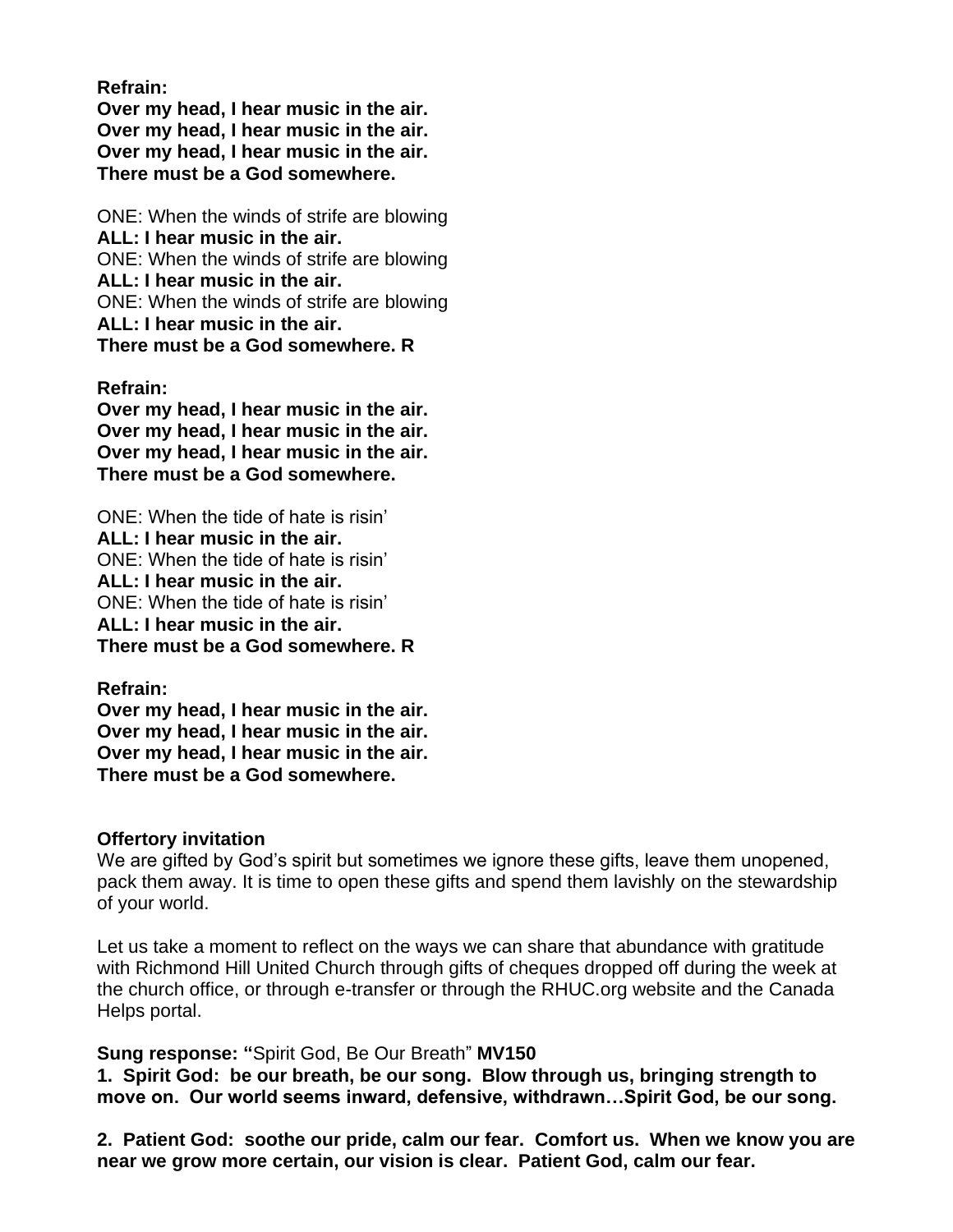**Refrain:**
**Over my head, I hear music in the air.**
**Over my head, I hear music in the air.**
**Over my head, I hear music in the air.**
**There must be a God somewhere.**

ONE: When the winds of strife are blowing
**ALL: I hear music in the air.**
ONE: When the winds of strife are blowing
**ALL: I hear music in the air.**
ONE: When the winds of strife are blowing
**ALL: I hear music in the air.**
**There must be a God somewhere. R**

**Refrain:**
**Over my head, I hear music in the air.**
**Over my head, I hear music in the air.**
**Over my head, I hear music in the air.**
**There must be a God somewhere.**

ONE: When the tide of hate is risin'
**ALL: I hear music in the air.**
ONE: When the tide of hate is risin'
**ALL: I hear music in the air.**
ONE: When the tide of hate is risin'
**ALL: I hear music in the air.**
**There must be a God somewhere. R**

**Refrain:**
**Over my head, I hear music in the air.**
**Over my head, I hear music in the air.**
**Over my head, I hear music in the air.**
**There must be a God somewhere.**

**Offertory invitation**

We are gifted by God's spirit but sometimes we ignore these gifts, leave them unopened, pack them away. It is time to open these gifts and spend them lavishly on the stewardship of your world.

Let us take a moment to reflect on the ways we can share that abundance with gratitude with Richmond Hill United Church through gifts of cheques dropped off during the week at the church office, or through e-transfer or through the RHUC.org website and the Canada Helps portal.

**Sung response: "**Spirit God, Be Our Breath" **MV150**

**1. Spirit God: be our breath, be our song. Blow through us, bringing strength to move on. Our world seems inward, defensive, withdrawn…Spirit God, be our song.**

**2. Patient God: soothe our pride, calm our fear. Comfort us. When we know you are near we grow more certain, our vision is clear. Patient God, calm our fear.**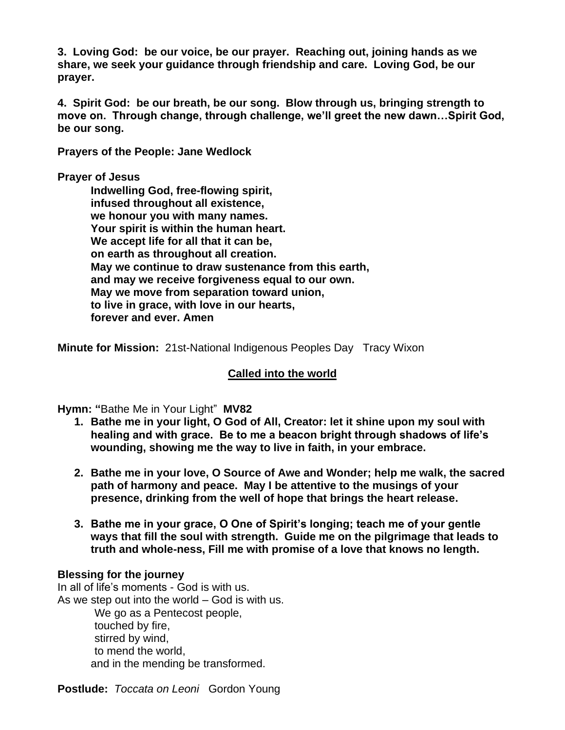**3. Loving God: be our voice, be our prayer. Reaching out, joining hands as we share, we seek your guidance through friendship and care. Loving God, be our prayer.**

**4. Spirit God: be our breath, be our song. Blow through us, bringing strength to move on. Through change, through challenge, we'll greet the new dawn…Spirit God, be our song.**

**Prayers of the People: Jane Wedlock**

**Prayer of Jesus**

> **Indwelling God, free-flowing spirit,**
> **infused throughout all existence,**
> **we honour you with many names.**
> **Your spirit is within the human heart.**
> **We accept life for all that it can be,**
> **on earth as throughout all creation.**
> **May we continue to draw sustenance from this earth,**
> **and may we receive forgiveness equal to our own.**
> **May we move from separation toward union,**
> **to live in grace, with love in our hearts,**
> **forever and ever. Amen**

**Minute for Mission:** 21st-National Indigenous Peoples Day Tracy Wixon

## Called into the world

**Hymn: "**Bathe Me in Your Light" **MV82**

1. **Bathe me in your light, O God of All, Creator: let it shine upon my soul with healing and with grace. Be to me a beacon bright through shadows of life's wounding, showing me the way to live in faith, in your embrace.**

2. **Bathe me in your love, O Source of Awe and Wonder; help me walk, the sacred path of harmony and peace. May I be attentive to the musings of your presence, drinking from the well of hope that brings the heart release.**

3. **Bathe me in your grace, O One of Spirit's longing; teach me of your gentle ways that fill the soul with strength. Guide me on the pilgrimage that leads to truth and whole-ness, Fill me with promise of a love that knows no length.**

**Blessing for the journey**

In all of life's moments - God is with us.
As we step out into the world – God is with us.

> We go as a Pentecost people,
> touched by fire,
> stirred by wind,
> to mend the world,
> and in the mending be transformed.

**Postlude:** *Toccata on Leoni* Gordon Young